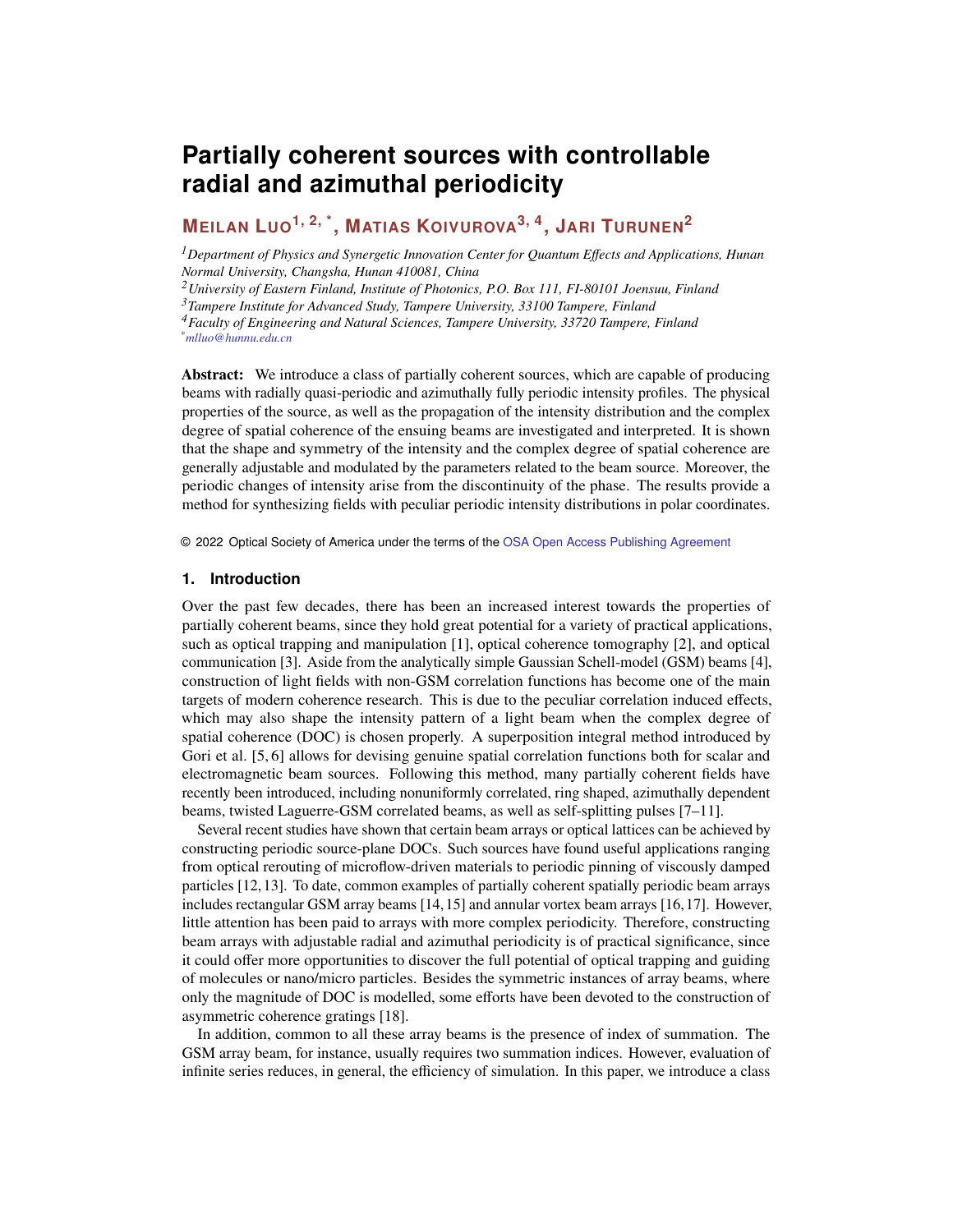# Partially coherent sources with controllable radial and azimuthal periodicity

**Meilan Luo**[1, 2, *], **Matias Koivurova**[3, 4], **Jari Turunen**[2]

[1] *Department of Physics and Synergetic Innovation Center for Quantum Effects and Applications, Hunan Normal University, Changsha, Hunan 410081, China*
[2] *University of Eastern Finland, Institute of Photonics, P.O. Box 111, FI-80101 Joensuu, Finland*
[3] *Tampere Institute for Advanced Study, Tampere University, 33100 Tampere, Finland*
[4] *Faculty of Engineering and Natural Sciences, Tampere University, 33720 Tampere, Finland*
[*] *mlluo@hunnu.edu.cn*

**Abstract:** We introduce a class of partially coherent sources, which are capable of producing beams with radially quasi-periodic and azimuthally fully periodic intensity profiles. The physical properties of the source, as well as the propagation of the intensity distribution and the complex degree of spatial coherence of the ensuing beams are investigated and interpreted. It is shown that the shape and symmetry of the intensity and the complex degree of spatial coherence are generally adjustable and modulated by the parameters related to the beam source. Moreover, the periodic changes of intensity arise from the discontinuity of the phase. The results provide a method for synthesizing fields with peculiar periodic intensity distributions in polar coordinates.

© 2022 Optical Society of America under the terms of the OSA Open Access Publishing Agreement

## 1. Introduction

Over the past few decades, there has been an increased interest towards the properties of partially coherent beams, since they hold great potential for a variety of practical applications, such as optical trapping and manipulation [1], optical coherence tomography [2], and optical communication [3]. Aside from the analytically simple Gaussian Schell-model (GSM) beams [4], construction of light fields with non-GSM correlation functions has become one of the main targets of modern coherence research. This is due to the peculiar correlation induced effects, which may also shape the intensity pattern of a light beam when the complex degree of spatial coherence (DOC) is chosen properly. A superposition integral method introduced by Gori et al. [5, 6] allows for devising genuine spatial correlation functions both for scalar and electromagnetic beam sources. Following this method, many partially coherent fields have recently been introduced, including nonuniformly correlated, ring shaped, azimuthally dependent beams, twisted Laguerre-GSM correlated beams, as well as self-splitting pulses [7–11].

Several recent studies have shown that certain beam arrays or optical lattices can be achieved by constructing periodic source-plane DOCs. Such sources have found useful applications ranging from optical rerouting of microflow-driven materials to periodic pinning of viscously damped particles [12, 13]. To date, common examples of partially coherent spatially periodic beam arrays includes rectangular GSM array beams [14, 15] and annular vortex beam arrays [16, 17]. However, little attention has been paid to arrays with more complex periodicity. Therefore, constructing beam arrays with adjustable radial and azimuthal periodicity is of practical significance, since it could offer more opportunities to discover the full potential of optical trapping and guiding of molecules or nano/micro particles. Besides the symmetric instances of array beams, where only the magnitude of DOC is modelled, some efforts have been devoted to the construction of asymmetric coherence gratings [18].

In addition, common to all these array beams is the presence of index of summation. The GSM array beam, for instance, usually requires two summation indices. However, evaluation of infinite series reduces, in general, the efficiency of simulation. In this paper, we introduce a class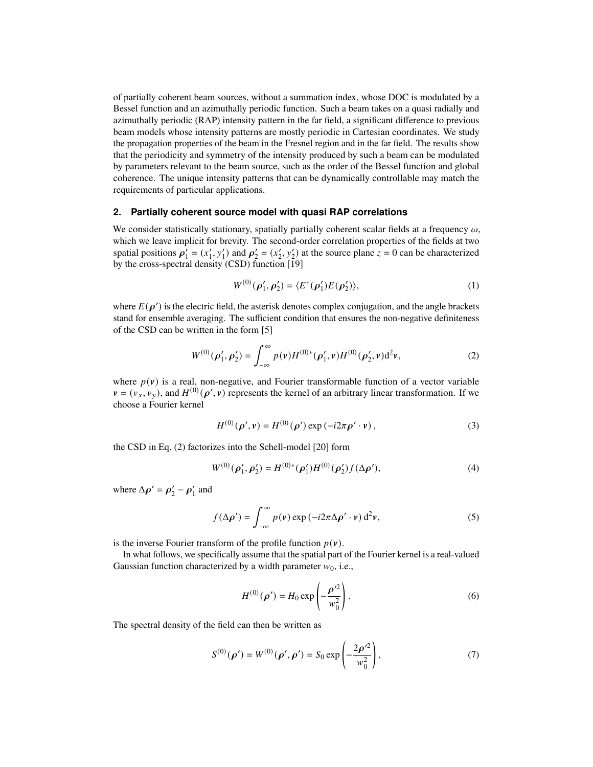of partially coherent beam sources, without a summation index, whose DOC is modulated by a Bessel function and an azimuthally periodic function. Such a beam takes on a quasi radially and azimuthally periodic (RAP) intensity pattern in the far field, a significant difference to previous beam models whose intensity patterns are mostly periodic in Cartesian coordinates. We study the propagation properties of the beam in the Fresnel region and in the far field. The results show that the periodicity and symmetry of the intensity produced by such a beam can be modulated by parameters relevant to the beam source, such as the order of the Bessel function and global coherence. The unique intensity patterns that can be dynamically controllable may match the requirements of particular applications.

## 2. Partially coherent source model with quasi RAP correlations

We consider statistically stationary, spatially partially coherent scalar fields at a frequency $\omega$, which we leave implicit for brevity. The second-order correlation properties of the fields at two spatial positions $\boldsymbol{\rho}_1' = (x_1', y_1')$ and $\boldsymbol{\rho}_2' = (x_2', y_2')$ at the source plane $z = 0$ can be characterized by the cross-spectral density (CSD) function [19]

$$W^{(0)}(\boldsymbol{\rho}_1', \boldsymbol{\rho}_2') = \langle E^*(\boldsymbol{\rho}_1')E(\boldsymbol{\rho}_2')\rangle, \tag{1}$$

where $E(\boldsymbol{\rho}')$ is the electric field, the asterisk denotes complex conjugation, and the angle brackets stand for ensemble averaging. The sufficient condition that ensures the non-negative definiteness of the CSD can be written in the form [5]

$$W^{(0)}(\boldsymbol{\rho}_1', \boldsymbol{\rho}_2') = \int_{-\infty}^{\infty} p(\boldsymbol{v}) H^{(0)*}(\boldsymbol{\rho}_1', \boldsymbol{v}) H^{(0)}(\boldsymbol{\rho}_2', \boldsymbol{v}) \mathrm{d}^2\boldsymbol{v}, \tag{2}$$

where $p(\boldsymbol{v})$ is a real, non-negative, and Fourier transformable function of a vector variable $\boldsymbol{v} = (v_x, v_y)$, and $H^{(0)}(\boldsymbol{\rho}', \boldsymbol{v})$ represents the kernel of an arbitrary linear transformation. If we choose a Fourier kernel

$$H^{(0)}(\boldsymbol{\rho}', \boldsymbol{v}) = H^{(0)}(\boldsymbol{\rho}') \exp\left(-i2\pi\boldsymbol{\rho}' \cdot \boldsymbol{v}\right), \tag{3}$$

the CSD in Eq. (2) factorizes into the Schell-model [20] form

$$W^{(0)}(\boldsymbol{\rho}_1', \boldsymbol{\rho}_2') = H^{(0)*}(\boldsymbol{\rho}_1') H^{(0)}(\boldsymbol{\rho}_2') f(\Delta\boldsymbol{\rho}'), \tag{4}$$

where $\Delta\boldsymbol{\rho}' = \boldsymbol{\rho}_2' - \boldsymbol{\rho}_1'$ and

$$f(\Delta\boldsymbol{\rho}') = \int_{-\infty}^{\infty} p(\boldsymbol{v}) \exp\left(-i2\pi\Delta\boldsymbol{\rho}' \cdot \boldsymbol{v}\right) \mathrm{d}^2\boldsymbol{v}, \tag{5}$$

is the inverse Fourier transform of the profile function $p(\boldsymbol{v})$.

In what follows, we specifically assume that the spatial part of the Fourier kernel is a real-valued Gaussian function characterized by a width parameter $w_0$, i.e.,

$$H^{(0)}(\boldsymbol{\rho}') = H_0 \exp\left(-\frac{\boldsymbol{\rho}'^2}{w_0^2}\right). \tag{6}$$

The spectral density of the field can then be written as

$$S^{(0)}(\boldsymbol{\rho}') = W^{(0)}(\boldsymbol{\rho}', \boldsymbol{\rho}') = S_0 \exp\left(-\frac{2\boldsymbol{\rho}'^2}{w_0^2}\right), \tag{7}$$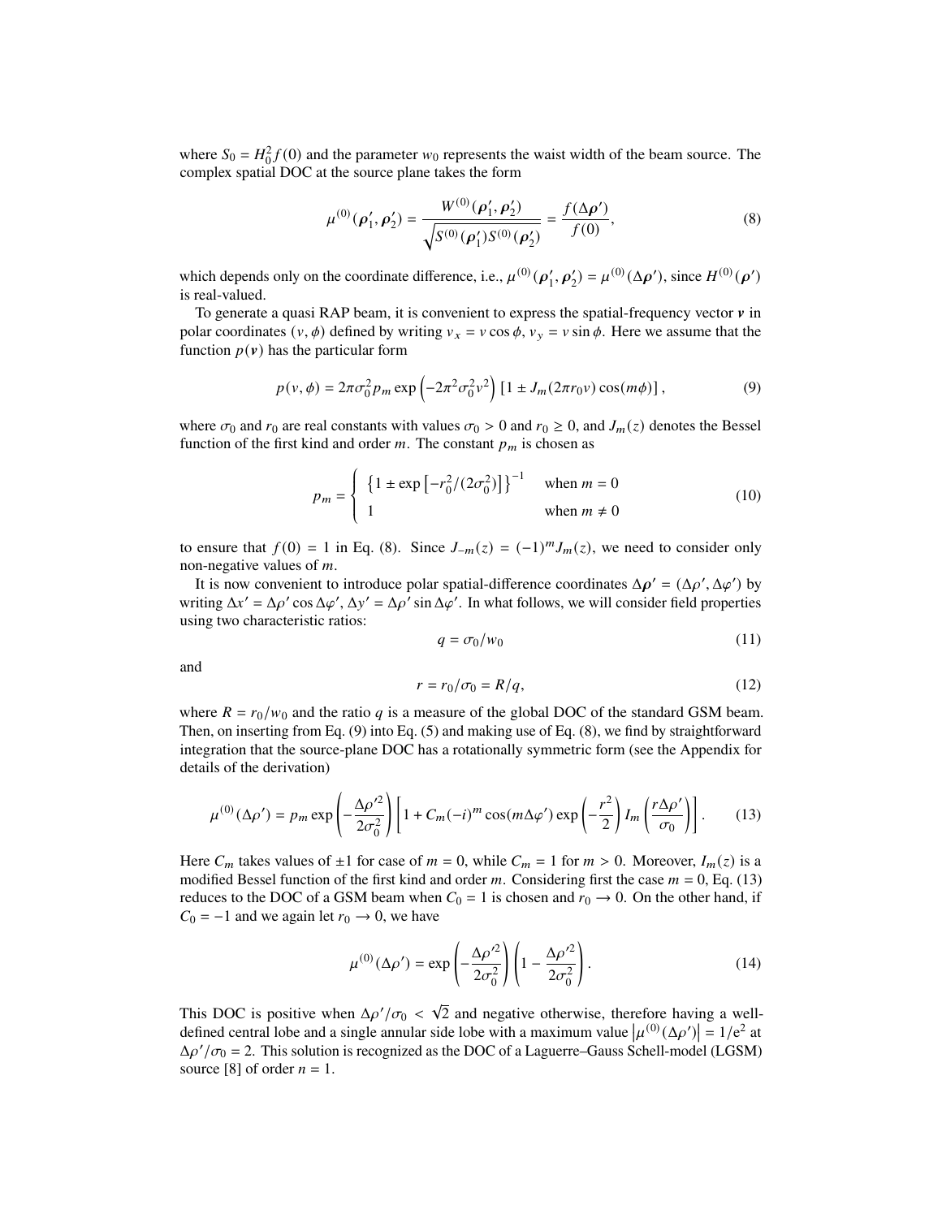where $S_0 = H_0^2 f(0)$ and the parameter $w_0$ represents the waist width of the beam source. The complex spatial DOC at the source plane takes the form

$$\mu^{(0)}(\boldsymbol{\rho}_1', \boldsymbol{\rho}_2') = \frac{W^{(0)}(\boldsymbol{\rho}_1', \boldsymbol{\rho}_2')}{\sqrt{S^{(0)}(\boldsymbol{\rho}_1')S^{(0)}(\boldsymbol{\rho}_2')}} = \frac{f(\Delta\boldsymbol{\rho}')}{f(0)}, \tag{8}$$

which depends only on the coordinate difference, i.e., $\mu^{(0)}(\boldsymbol{\rho}_1', \boldsymbol{\rho}_2') = \mu^{(0)}(\Delta\boldsymbol{\rho}')$, since $H^{(0)}(\boldsymbol{\rho}')$ is real-valued.

To generate a quasi RAP beam, it is convenient to express the spatial-frequency vector $\boldsymbol{v}$ in polar coordinates $(v, \phi)$ defined by writing $v_x = v\cos\phi$, $v_y = v\sin\phi$. Here we assume that the function $p(\boldsymbol{v})$ has the particular form

$$p(v, \phi) = 2\pi\sigma_0^2 p_m \exp\left(-2\pi^2\sigma_0^2 v^2\right)\left[1 \pm J_m(2\pi r_0 v)\cos(m\phi)\right], \tag{9}$$

where $\sigma_0$ and $r_0$ are real constants with values $\sigma_0 > 0$ and $r_0 \geq 0$, and $J_m(z)$ denotes the Bessel function of the first kind and order $m$. The constant $p_m$ is chosen as

$$p_m = \begin{cases} \left\{1 \pm \exp\left[-r_0^2/(2\sigma_0^2)\right]\right\}^{-1} & \text{when } m = 0 \\ 1 & \text{when } m \neq 0 \end{cases} \tag{10}$$

to ensure that $f(0) = 1$ in Eq. (8). Since $J_{-m}(z) = (-1)^m J_m(z)$, we need to consider only non-negative values of $m$.

It is now convenient to introduce polar spatial-difference coordinates $\Delta\boldsymbol{\rho}' = (\Delta\rho', \Delta\varphi')$ by writing $\Delta x' = \Delta\rho'\cos\Delta\varphi'$, $\Delta y' = \Delta\rho'\sin\Delta\varphi'$. In what follows, we will consider field properties using two characteristic ratios:

$$q = \sigma_0/w_0 \tag{11}$$

and

$$r = r_0/\sigma_0 = R/q, \tag{12}$$

where $R = r_0/w_0$ and the ratio $q$ is a measure of the global DOC of the standard GSM beam. Then, on inserting from Eq. (9) into Eq. (5) and making use of Eq. (8), we find by straightforward integration that the source-plane DOC has a rotationally symmetric form (see the Appendix for details of the derivation)

$$\mu^{(0)}(\Delta\rho') = p_m \exp\left(-\frac{\Delta\rho'^2}{2\sigma_0^2}\right)\left[1 + C_m(-i)^m\cos(m\Delta\varphi')\exp\left(-\frac{r^2}{2}\right)I_m\left(\frac{r\Delta\rho'}{\sigma_0}\right)\right]. \tag{13}$$

Here $C_m$ takes values of $\pm1$ for case of $m = 0$, while $C_m = 1$ for $m > 0$. Moreover, $I_m(z)$ is a modified Bessel function of the first kind and order $m$. Considering first the case $m = 0$, Eq. (13) reduces to the DOC of a GSM beam when $C_0 = 1$ is chosen and $r_0 \to 0$. On the other hand, if $C_0 = -1$ and we again let $r_0 \to 0$, we have

$$\mu^{(0)}(\Delta\rho') = \exp\left(-\frac{\Delta\rho'^2}{2\sigma_0^2}\right)\left(1 - \frac{\Delta\rho'^2}{2\sigma_0^2}\right). \tag{14}$$

This DOC is positive when $\Delta\rho'/\sigma_0 < \sqrt{2}$ and negative otherwise, therefore having a well-defined central lobe and a single annular side lobe with a maximum value $\left|\mu^{(0)}(\Delta\rho')\right| = 1/\mathrm{e}^2$ at $\Delta\rho'/\sigma_0 = 2$. This solution is recognized as the DOC of a Laguerre–Gauss Schell-model (LGSM) source [8] of order $n = 1$.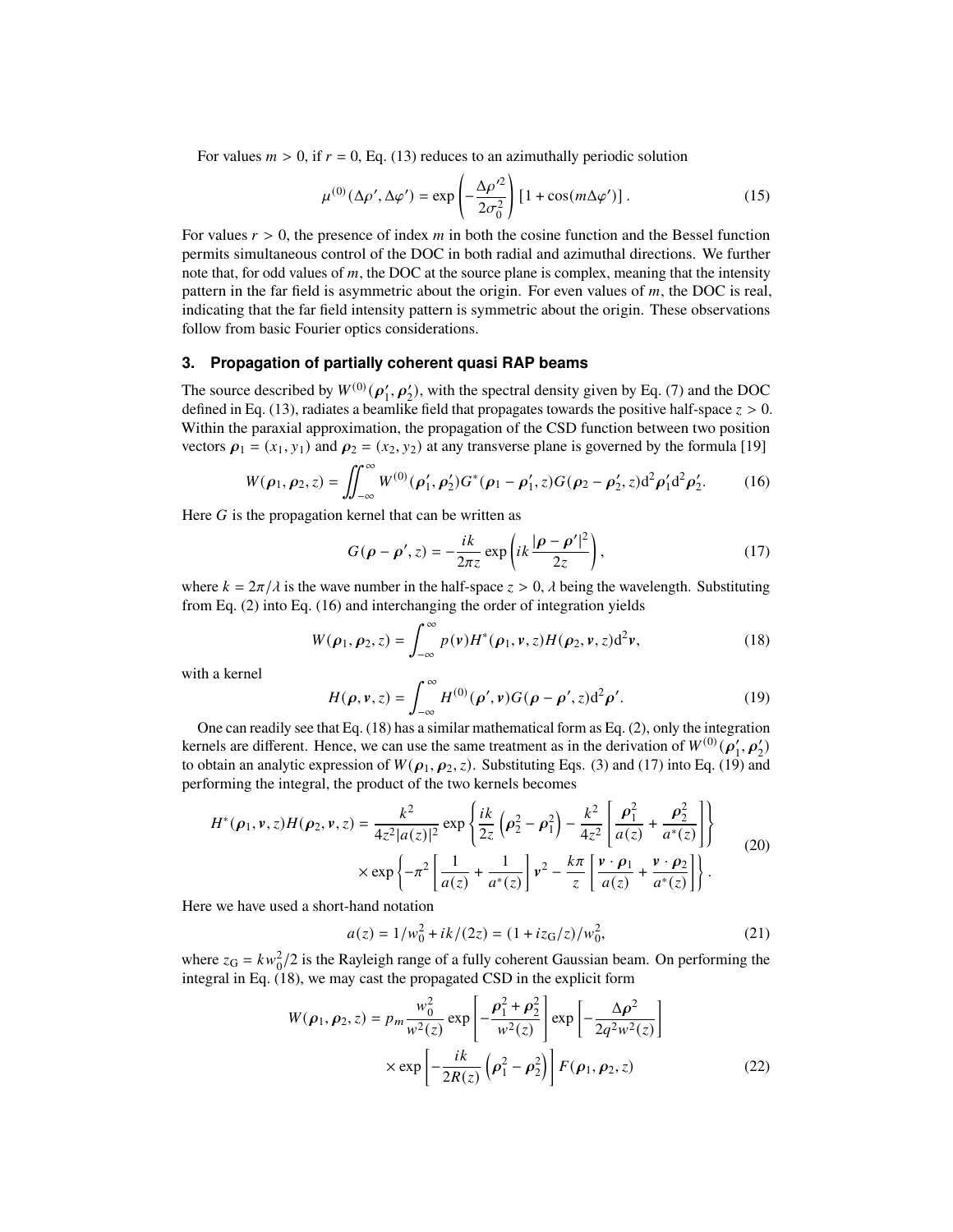For values $m > 0$, if $r = 0$, Eq. (13) reduces to an azimuthally periodic solution

$$\mu^{(0)}(\Delta\rho', \Delta\varphi') = \exp\left(-\frac{\Delta\rho'^2}{2\sigma_0^2}\right)[1 + \cos(m\Delta\varphi')]\,. \tag{15}$$

For values $r > 0$, the presence of index $m$ in both the cosine function and the Bessel function permits simultaneous control of the DOC in both radial and azimuthal directions. We further note that, for odd values of $m$, the DOC at the source plane is complex, meaning that the intensity pattern in the far field is asymmetric about the origin. For even values of $m$, the DOC is real, indicating that the far field intensity pattern is symmetric about the origin. These observations follow from basic Fourier optics considerations.

### 3. Propagation of partially coherent quasi RAP beams

The source described by $W^{(0)}(\boldsymbol{\rho}_1', \boldsymbol{\rho}_2')$, with the spectral density given by Eq. (7) and the DOC defined in Eq. (13), radiates a beamlike field that propagates towards the positive half-space $z > 0$. Within the paraxial approximation, the propagation of the CSD function between two position vectors $\boldsymbol{\rho}_1 = (x_1, y_1)$ and $\boldsymbol{\rho}_2 = (x_2, y_2)$ at any transverse plane is governed by the formula [19]

$$W(\boldsymbol{\rho}_1, \boldsymbol{\rho}_2, z) = \iint_{-\infty}^{\infty} W^{(0)}(\boldsymbol{\rho}_1', \boldsymbol{\rho}_2') G^*(\boldsymbol{\rho}_1 - \boldsymbol{\rho}_1', z) G(\boldsymbol{\rho}_2 - \boldsymbol{\rho}_2', z) \mathrm{d}^2\boldsymbol{\rho}_1' \mathrm{d}^2\boldsymbol{\rho}_2'. \tag{16}$$

Here $G$ is the propagation kernel that can be written as

$$G(\boldsymbol{\rho} - \boldsymbol{\rho}', z) = -\frac{ik}{2\pi z} \exp\left(ik\frac{|\boldsymbol{\rho} - \boldsymbol{\rho}'|^2}{2z}\right), \tag{17}$$

where $k = 2\pi/\lambda$ is the wave number in the half-space $z > 0$, $\lambda$ being the wavelength. Substituting from Eq. (2) into Eq. (16) and interchanging the order of integration yields

$$W(\boldsymbol{\rho}_1, \boldsymbol{\rho}_2, z) = \int_{-\infty}^{\infty} p(\boldsymbol{v}) H^*(\boldsymbol{\rho}_1, \boldsymbol{v}, z) H(\boldsymbol{\rho}_2, \boldsymbol{v}, z) \mathrm{d}^2\boldsymbol{v}, \tag{18}$$

with a kernel

$$H(\boldsymbol{\rho}, \boldsymbol{v}, z) = \int_{-\infty}^{\infty} H^{(0)}(\boldsymbol{\rho}', \boldsymbol{v}) G(\boldsymbol{\rho} - \boldsymbol{\rho}', z) \mathrm{d}^2\boldsymbol{\rho}'. \tag{19}$$

One can readily see that Eq. (18) has a similar mathematical form as Eq. (2), only the integration kernels are different. Hence, we can use the same treatment as in the derivation of $W^{(0)}(\boldsymbol{\rho}_1', \boldsymbol{\rho}_2')$ to obtain an analytic expression of $W(\boldsymbol{\rho}_1, \boldsymbol{\rho}_2, z)$. Substituting Eqs. (3) and (17) into Eq. (19) and performing the integral, the product of the two kernels becomes

$$\begin{aligned} H^*(\boldsymbol{\rho}_1, \boldsymbol{v}, z) H(\boldsymbol{\rho}_2, \boldsymbol{v}, z) = \frac{k^2}{4z^2|a(z)|^2} &\exp\left\{\frac{ik}{2z}\left(\boldsymbol{\rho}_2^2 - \boldsymbol{\rho}_1^2\right) - \frac{k^2}{4z^2}\left[\frac{\boldsymbol{\rho}_1^2}{a(z)} + \frac{\boldsymbol{\rho}_2^2}{a^*(z)}\right]\right\} \\ &\times \exp\left\{-\pi^2\left[\frac{1}{a(z)} + \frac{1}{a^*(z)}\right]\boldsymbol{v}^2 - \frac{k\pi}{z}\left[\frac{\boldsymbol{v}\cdot\boldsymbol{\rho}_1}{a(z)} + \frac{\boldsymbol{v}\cdot\boldsymbol{\rho}_2}{a^*(z)}\right]\right\}. \end{aligned} \tag{20}$$

Here we have used a short-hand notation

$$a(z) = 1/w_0^2 + ik/(2z) = (1 + iz_\mathrm{G}/z)/w_0^2, \tag{21}$$

where $z_\mathrm{G} = kw_0^2/2$ is the Rayleigh range of a fully coherent Gaussian beam. On performing the integral in Eq. (18), we may cast the propagated CSD in the explicit form

$$\begin{aligned} W(\boldsymbol{\rho}_1, \boldsymbol{\rho}_2, z) = p_m \frac{w_0^2}{w^2(z)} &\exp\left[-\frac{\boldsymbol{\rho}_1^2 + \boldsymbol{\rho}_2^2}{w^2(z)}\right] \exp\left[-\frac{\Delta\boldsymbol{\rho}^2}{2q^2 w^2(z)}\right] \\ &\times \exp\left[-\frac{ik}{2R(z)}\left(\boldsymbol{\rho}_1^2 - \boldsymbol{\rho}_2^2\right)\right] F(\boldsymbol{\rho}_1, \boldsymbol{\rho}_2, z) \end{aligned} \tag{22}$$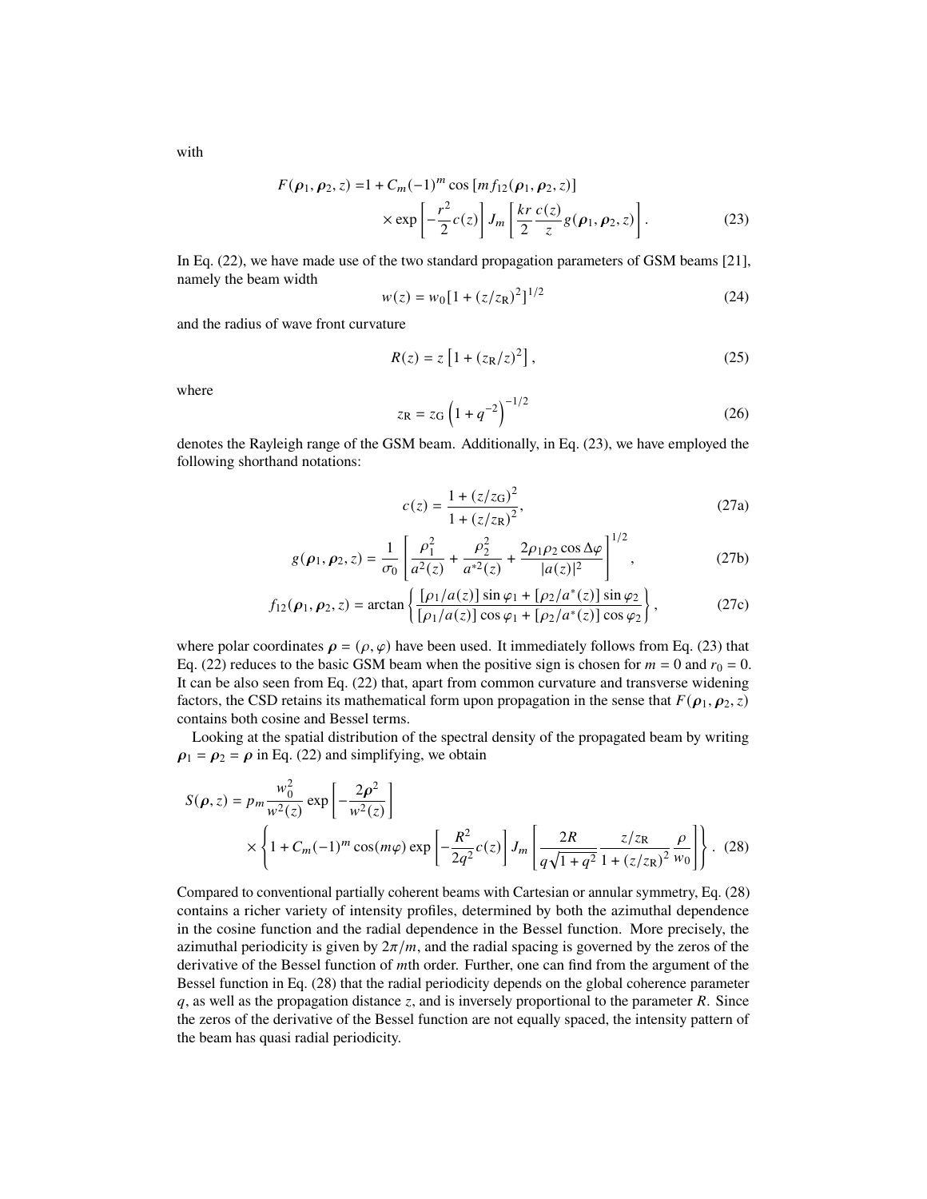with

$$F(\boldsymbol{\rho}_1, \boldsymbol{\rho}_2, z) = 1 + C_m(-1)^m \cos\left[m f_{12}(\boldsymbol{\rho}_1, \boldsymbol{\rho}_2, z)\right] \times \exp\left[-\frac{r^2}{2} c(z)\right] J_m\left[\frac{kr}{2}\frac{c(z)}{z} g(\boldsymbol{\rho}_1, \boldsymbol{\rho}_2, z)\right]. \tag{23}$$

In Eq. (22), we have made use of the two standard propagation parameters of GSM beams [21], namely the beam width

$$w(z) = w_0\left[1 + (z/z_{\mathrm{R}})^2\right]^{1/2} \tag{24}$$

and the radius of wave front curvature

$$R(z) = z\left[1 + (z_{\mathrm{R}}/z)^2\right], \tag{25}$$

where

$$z_{\mathrm{R}} = z_{\mathrm{G}}\left(1 + q^{-2}\right)^{-1/2} \tag{26}$$

denotes the Rayleigh range of the GSM beam. Additionally, in Eq. (23), we have employed the following shorthand notations:

$$c(z) = \frac{1 + (z/z_{\mathrm{G}})^2}{1 + (z/z_{\mathrm{R}})^2}, \tag{27a}$$

$$g(\boldsymbol{\rho}_1, \boldsymbol{\rho}_2, z) = \frac{1}{\sigma_0}\left[\frac{\rho_1^2}{a^2(z)} + \frac{\rho_2^2}{a^{*2}(z)} + \frac{2\rho_1\rho_2\cos\Delta\varphi}{|a(z)|^2}\right]^{1/2}, \tag{27b}$$

$$f_{12}(\boldsymbol{\rho}_1, \boldsymbol{\rho}_2, z) = \arctan\left\{\frac{[\rho_1/a(z)]\sin\varphi_1 + [\rho_2/a^*(z)]\sin\varphi_2}{[\rho_1/a(z)]\cos\varphi_1 + [\rho_2/a^*(z)]\cos\varphi_2}\right\}, \tag{27c}$$

where polar coordinates $\boldsymbol{\rho} = (\rho, \varphi)$ have been used. It immediately follows from Eq. (23) that Eq. (22) reduces to the basic GSM beam when the positive sign is chosen for $m = 0$ and $r_0 = 0$. It can be also seen from Eq. (22) that, apart from common curvature and transverse widening factors, the CSD retains its mathematical form upon propagation in the sense that $F(\boldsymbol{\rho}_1, \boldsymbol{\rho}_2, z)$ contains both cosine and Bessel terms.

Looking at the spatial distribution of the spectral density of the propagated beam by writing $\boldsymbol{\rho}_1 = \boldsymbol{\rho}_2 = \boldsymbol{\rho}$ in Eq. (22) and simplifying, we obtain

$$S(\boldsymbol{\rho}, z) = p_m \frac{w_0^2}{w^2(z)} \exp\left[-\frac{2\boldsymbol{\rho}^2}{w^2(z)}\right] \times \left\{1 + C_m(-1)^m \cos(m\varphi) \exp\left[-\frac{R^2}{2q^2} c(z)\right] J_m\left[\frac{2R}{q\sqrt{1+q^2}} \frac{z/z_{\mathrm{R}}}{1 + (z/z_{\mathrm{R}})^2} \frac{\rho}{w_0}\right]\right\}. \tag{28}$$

Compared to conventional partially coherent beams with Cartesian or annular symmetry, Eq. (28) contains a richer variety of intensity profiles, determined by both the azimuthal dependence in the cosine function and the radial dependence in the Bessel function. More precisely, the azimuthal periodicity is given by $2\pi/m$, and the radial spacing is governed by the zeros of the derivative of the Bessel function of $m$th order. Further, one can find from the argument of the Bessel function in Eq. (28) that the radial periodicity depends on the global coherence parameter $q$, as well as the propagation distance $z$, and is inversely proportional to the parameter $R$. Since the zeros of the derivative of the Bessel function are not equally spaced, the intensity pattern of the beam has quasi radial periodicity.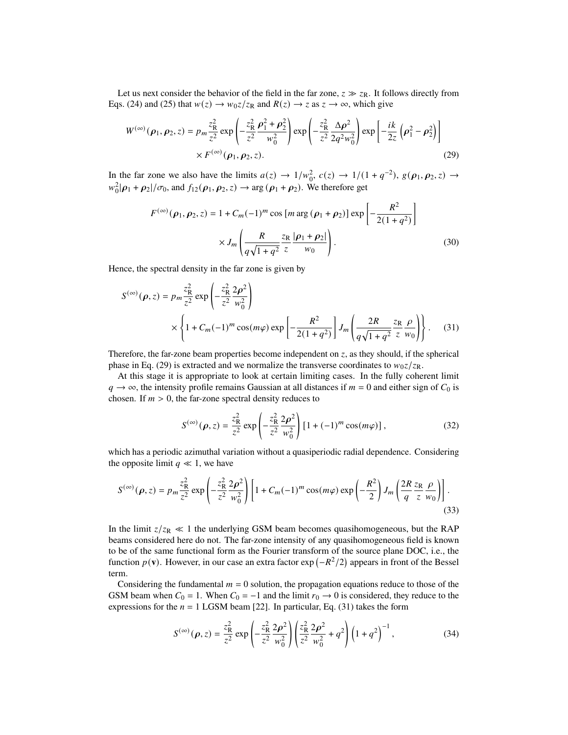Let us next consider the behavior of the field in the far zone, $z \gg z_{\rm R}$. It follows directly from Eqs. (24) and (25) that $w(z) \to w_0 z/z_{\rm R}$ and $R(z) \to z$ as $z \to \infty$, which give

$$
W^{(\infty)}(\boldsymbol{\rho}_1, \boldsymbol{\rho}_2, z) = p_m \frac{z_{\rm R}^2}{z^2} \exp\left(-\frac{z_{\rm R}^2}{z^2}\frac{\boldsymbol{\rho}_1^2 + \boldsymbol{\rho}_2^2}{w_0^2}\right) \exp\left(-\frac{z_{\rm R}^2}{z^2}\frac{\Delta\boldsymbol{\rho}^2}{2q^2 w_0^2}\right) \exp\left[-\frac{ik}{2z}\left(\boldsymbol{\rho}_1^2 - \boldsymbol{\rho}_2^2\right)\right] \times F^{(\infty)}(\boldsymbol{\rho}_1, \boldsymbol{\rho}_2, z). \tag{29}
$$

In the far zone we also have the limits $a(z) \to 1/w_0^2$, $c(z) \to 1/(1+q^{-2})$, $g(\boldsymbol{\rho}_1, \boldsymbol{\rho}_2, z) \to w_0^2 |\boldsymbol{\rho}_1 + \boldsymbol{\rho}_2|/\sigma_0$, and $f_{12}(\boldsymbol{\rho}_1, \boldsymbol{\rho}_2, z) \to \arg(\boldsymbol{\rho}_1 + \boldsymbol{\rho}_2)$. We therefore get

$$
F^{(\infty)}(\boldsymbol{\rho}_1, \boldsymbol{\rho}_2, z) = 1 + C_m(-1)^m \cos\left[m \arg(\boldsymbol{\rho}_1 + \boldsymbol{\rho}_2)\right] \exp\left[-\frac{R^2}{2(1+q^2)}\right] \times J_m\left(\frac{R}{q\sqrt{1+q^2}}\frac{z_{\rm R}}{z}\frac{|\boldsymbol{\rho}_1 + \boldsymbol{\rho}_2|}{w_0}\right). \tag{30}
$$

Hence, the spectral density in the far zone is given by

$$
S^{(\infty)}(\boldsymbol{\rho}, z) = p_m \frac{z_{\rm R}^2}{z^2} \exp\left(-\frac{z_{\rm R}^2}{z^2}\frac{2\boldsymbol{\rho}^2}{w_0^2}\right) \times \left\{1 + C_m(-1)^m \cos(m\varphi) \exp\left[-\frac{R^2}{2(1+q^2)}\right] J_m\left(\frac{2R}{q\sqrt{1+q^2}}\frac{z_{\rm R}}{z}\frac{\rho}{w_0}\right)\right\}. \tag{31}
$$

Therefore, the far-zone beam properties become independent on $z$, as they should, if the spherical phase in Eq. (29) is extracted and we normalize the transverse coordinates to $w_0 z/z_{\rm R}$.

At this stage it is appropriate to look at certain limiting cases. In the fully coherent limit $q \to \infty$, the intensity profile remains Gaussian at all distances if $m = 0$ and either sign of $C_0$ is chosen. If $m > 0$, the far-zone spectral density reduces to

$$
S^{(\infty)}(\boldsymbol{\rho}, z) = \frac{z_{\rm R}^2}{z^2} \exp\left(-\frac{z_{\rm R}^2}{z^2}\frac{2\boldsymbol{\rho}^2}{w_0^2}\right) \left[1 + (-1)^m \cos(m\varphi)\right], \tag{32}
$$

which has a periodic azimuthal variation without a quasiperiodic radial dependence. Considering the opposite limit $q \ll 1$, we have

$$
S^{(\infty)}(\boldsymbol{\rho}, z) = p_m \frac{z_{\rm R}^2}{z^2} \exp\left(-\frac{z_{\rm R}^2}{z^2}\frac{2\boldsymbol{\rho}^2}{w_0^2}\right) \left[1 + C_m(-1)^m \cos(m\varphi) \exp\left(-\frac{R^2}{2}\right) J_m\left(\frac{2R}{q}\frac{z_{\rm R}}{z}\frac{\rho}{w_0}\right)\right]. \tag{33}
$$

In the limit $z/z_{\rm R} \ll 1$ the underlying GSM beam becomes quasihomogeneous, but the RAP beams considered here do not. The far-zone intensity of any quasihomogeneous field is known to be of the same functional form as the Fourier transform of the source plane DOC, i.e., the function $p(\mathbf{v})$. However, in our case an extra factor $\exp\left(-R^2/2\right)$ appears in front of the Bessel term.

Considering the fundamental $m = 0$ solution, the propagation equations reduce to those of the GSM beam when $C_0 = 1$. When $C_0 = -1$ and the limit $r_0 \to 0$ is considered, they reduce to the expressions for the $n = 1$ LGSM beam [22]. In particular, Eq. (31) takes the form

$$
S^{(\infty)}(\boldsymbol{\rho}, z) = \frac{z_{\rm R}^2}{z^2} \exp\left(-\frac{z_{\rm R}^2}{z^2}\frac{2\boldsymbol{\rho}^2}{w_0^2}\right) \left(\frac{z_{\rm R}^2}{z^2}\frac{2\boldsymbol{\rho}^2}{w_0^2} + q^2\right) \left(1 + q^2\right)^{-1}, \tag{34}
$$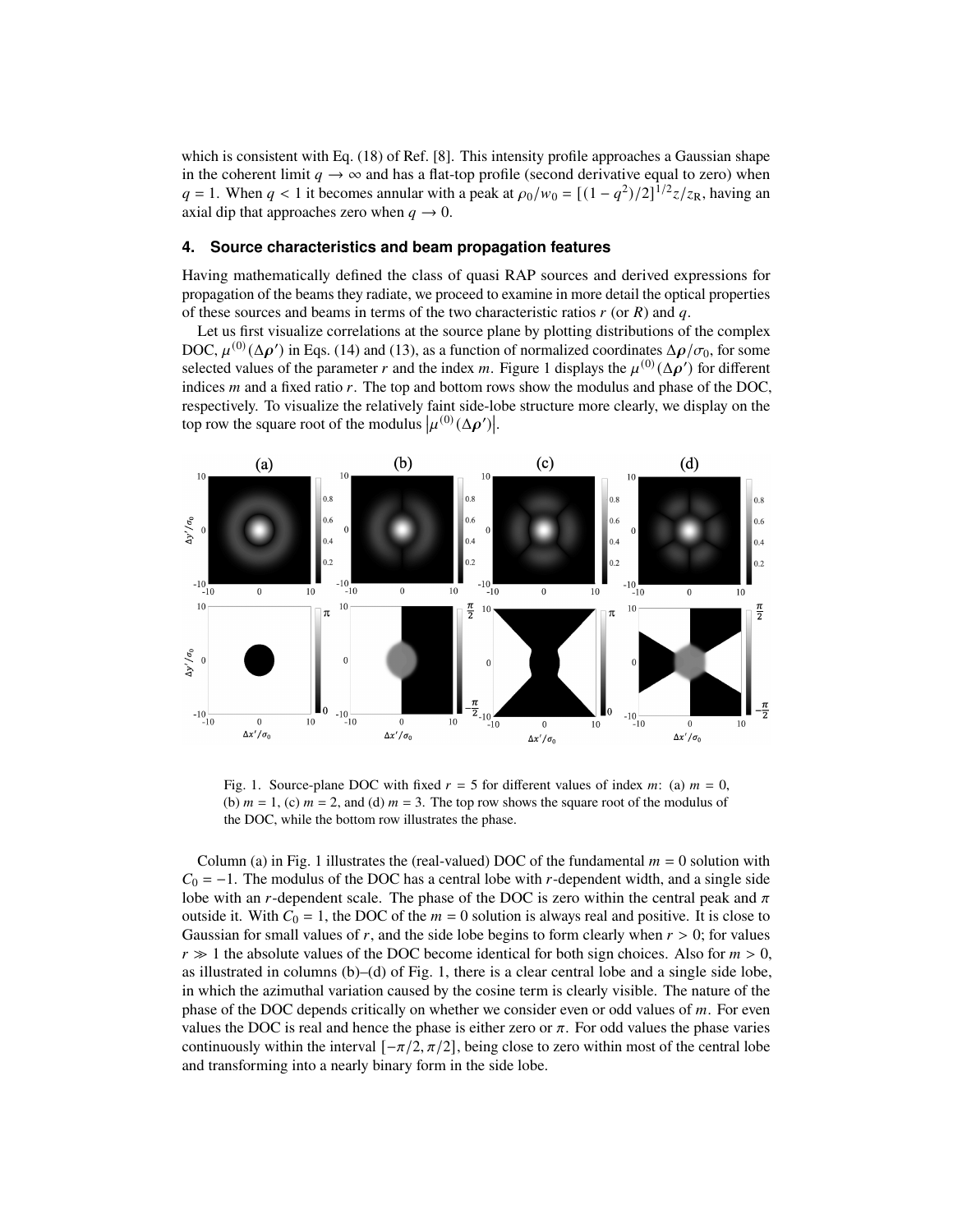which is consistent with Eq. (18) of Ref. [8]. This intensity profile approaches a Gaussian shape in the coherent limit $q \to \infty$ and has a flat-top profile (second derivative equal to zero) when $q = 1$. When $q < 1$ it becomes annular with a peak at $\rho_0/w_0 = [(1-q^2)/2]^{1/2} z/z_R$, having an axial dip that approaches zero when $q \to 0$.

## 4. Source characteristics and beam propagation features

Having mathematically defined the class of quasi RAP sources and derived expressions for propagation of the beams they radiate, we proceed to examine in more detail the optical properties of these sources and beams in terms of the two characteristic ratios $r$ (or $R$) and $q$.

Let us first visualize correlations at the source plane by plotting distributions of the complex DOC, $\mu^{(0)}(\Delta\boldsymbol{\rho}')$ in Eqs. (14) and (13), as a function of normalized coordinates $\Delta\boldsymbol{\rho}/\sigma_0$, for some selected values of the parameter $r$ and the index $m$. Figure 1 displays the $\mu^{(0)}(\Delta\boldsymbol{\rho}')$ for different indices $m$ and a fixed ratio $r$. The top and bottom rows show the modulus and phase of the DOC, respectively. To visualize the relatively faint side-lobe structure more clearly, we display on the top row the square root of the modulus $|\mu^{(0)}(\Delta\boldsymbol{\rho}')|$.

Fig. 1. Source-plane DOC with fixed $r = 5$ for different values of index $m$: (a) $m = 0$, (b) $m = 1$, (c) $m = 2$, and (d) $m = 3$. The top row shows the square root of the modulus of the DOC, while the bottom row illustrates the phase.

Column (a) in Fig. 1 illustrates the (real-valued) DOC of the fundamental $m = 0$ solution with $C_0 = -1$. The modulus of the DOC has a central lobe with $r$-dependent width, and a single side lobe with an $r$-dependent scale. The phase of the DOC is zero within the central peak and $\pi$ outside it. With $C_0 = 1$, the DOC of the $m = 0$ solution is always real and positive. It is close to Gaussian for small values of $r$, and the side lobe begins to form clearly when $r > 0$; for values $r \gg 1$ the absolute values of the DOC become identical for both sign choices. Also for $m > 0$, as illustrated in columns (b)–(d) of Fig. 1, there is a clear central lobe and a single side lobe, in which the azimuthal variation caused by the cosine term is clearly visible. The nature of the phase of the DOC depends critically on whether we consider even or odd values of $m$. For even values the DOC is real and hence the phase is either zero or $\pi$. For odd values the phase varies continuously within the interval $[-\pi/2, \pi/2]$, being close to zero within most of the central lobe and transforming into a nearly binary form in the side lobe.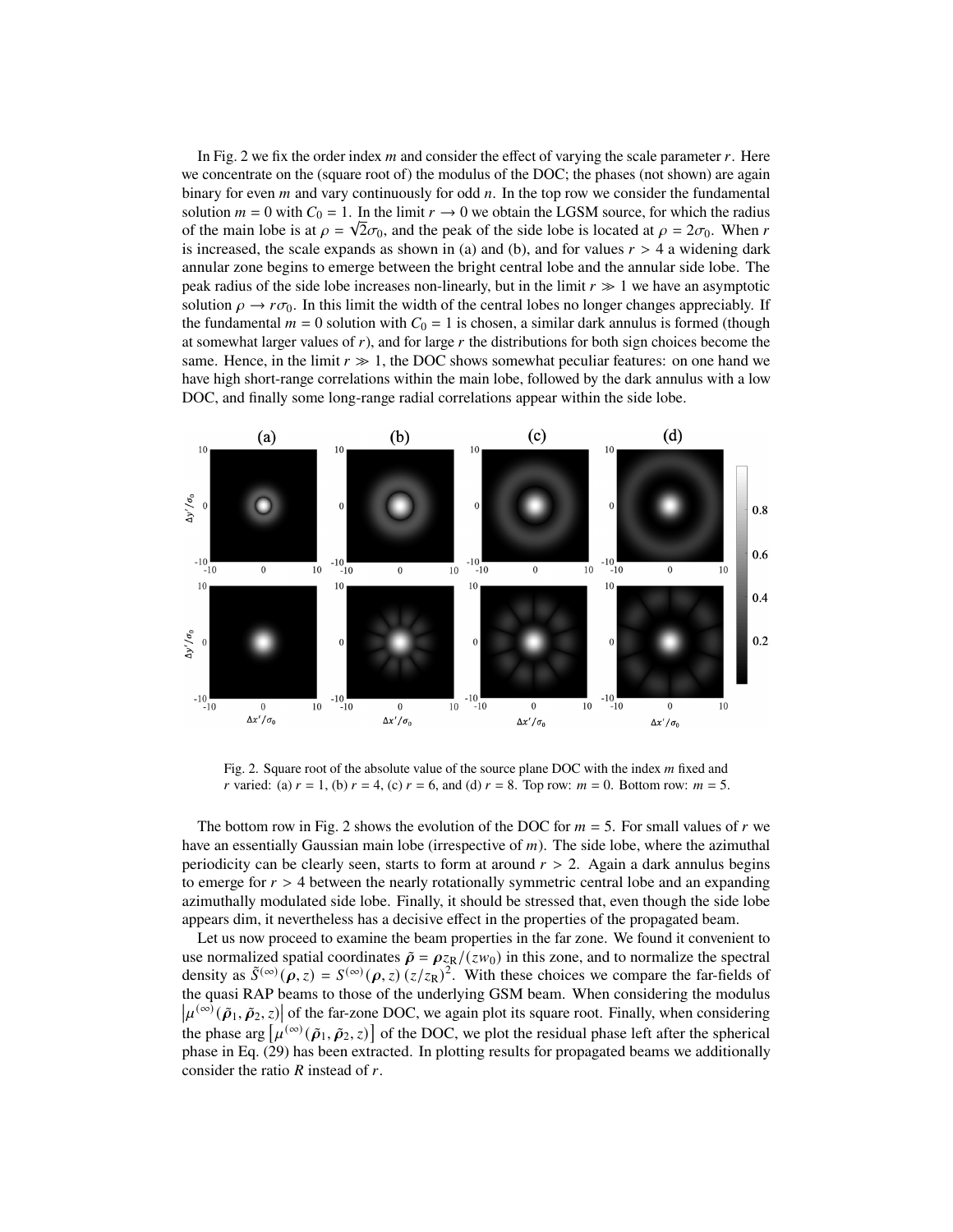In Fig. 2 we fix the order index $m$ and consider the effect of varying the scale parameter $r$. Here we concentrate on the (square root of) the modulus of the DOC; the phases (not shown) are again binary for even $m$ and vary continuously for odd $n$. In the top row we consider the fundamental solution $m = 0$ with $C_0 = 1$. In the limit $r \to 0$ we obtain the LGSM source, for which the radius of the main lobe is at $\rho = \sqrt{2}\sigma_0$, and the peak of the side lobe is located at $\rho = 2\sigma_0$. When $r$ is increased, the scale expands as shown in (a) and (b), and for values $r > 4$ a widening dark annular zone begins to emerge between the bright central lobe and the annular side lobe. The peak radius of the side lobe increases non-linearly, but in the limit $r \gg 1$ we have an asymptotic solution $\rho \to r\sigma_0$. In this limit the width of the central lobes no longer changes appreciably. If the fundamental $m = 0$ solution with $C_0 = 1$ is chosen, a similar dark annulus is formed (though at somewhat larger values of $r$), and for large $r$ the distributions for both sign choices become the same. Hence, in the limit $r \gg 1$, the DOC shows somewhat peculiar features: on one hand we have high short-range correlations within the main lobe, followed by the dark annulus with a low DOC, and finally some long-range radial correlations appear within the side lobe.

Fig. 2. Square root of the absolute value of the source plane DOC with the index $m$ fixed and $r$ varied: (a) $r = 1$, (b) $r = 4$, (c) $r = 6$, and (d) $r = 8$. Top row: $m = 0$. Bottom row: $m = 5$.

The bottom row in Fig. 2 shows the evolution of the DOC for $m = 5$. For small values of $r$ we have an essentially Gaussian main lobe (irrespective of $m$). The side lobe, where the azimuthal periodicity can be clearly seen, starts to form at around $r > 2$. Again a dark annulus begins to emerge for $r > 4$ between the nearly rotationally symmetric central lobe and an expanding azimuthally modulated side lobe. Finally, it should be stressed that, even though the side lobe appears dim, it nevertheless has a decisive effect in the properties of the propagated beam.

Let us now proceed to examine the beam properties in the far zone. We found it convenient to use normalized spatial coordinates $\tilde{\boldsymbol{\rho}} = \boldsymbol{\rho} z_{\mathrm{R}}/(z w_0)$ in this zone, and to normalize the spectral density as $\tilde{S}^{(\infty)}(\boldsymbol{\rho}, z) = S^{(\infty)}(\boldsymbol{\rho}, z)\,(z/z_{\mathrm{R}})^2$. With these choices we compare the far-fields of the quasi RAP beams to those of the underlying GSM beam. When considering the modulus $\left|\mu^{(\infty)}(\tilde{\boldsymbol{\rho}}_1, \tilde{\boldsymbol{\rho}}_2, z)\right|$ of the far-zone DOC, we again plot its square root. Finally, when considering the phase $\arg\left[\mu^{(\infty)}(\tilde{\boldsymbol{\rho}}_1, \tilde{\boldsymbol{\rho}}_2, z)\right]$ of the DOC, we plot the residual phase left after the spherical phase in Eq. (29) has been extracted. In plotting results for propagated beams we additionally consider the ratio $R$ instead of $r$.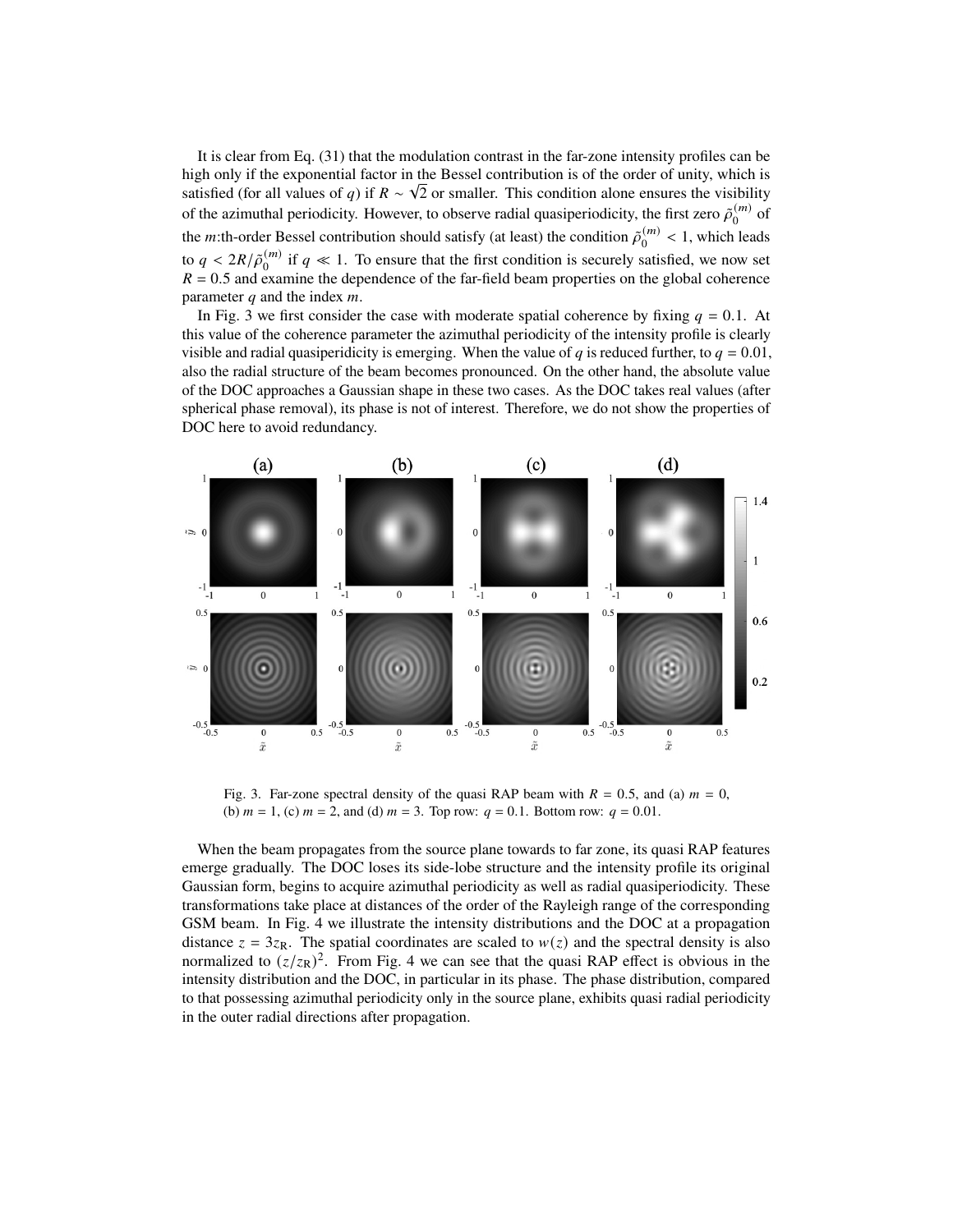It is clear from Eq. (31) that the modulation contrast in the far-zone intensity profiles can be high only if the exponential factor in the Bessel contribution is of the order of unity, which is satisfied (for all values of $q$) if $R \sim \sqrt{2}$ or smaller. This condition alone ensures the visibility of the azimuthal periodicity. However, to observe radial quasiperiodicity, the first zero $\tilde{\rho}_0^{(m)}$ of the $m$:th-order Bessel contribution should satisfy (at least) the condition $\tilde{\rho}_0^{(m)} < 1$, which leads to $q < 2R/\tilde{\rho}_0^{(m)}$ if $q \ll 1$. To ensure that the first condition is securely satisfied, we now set $R = 0.5$ and examine the dependence of the far-field beam properties on the global coherence parameter $q$ and the index $m$.

In Fig. 3 we first consider the case with moderate spatial coherence by fixing $q = 0.1$. At this value of the coherence parameter the azimuthal periodicity of the intensity profile is clearly visible and radial quasiperidicity is emerging. When the value of $q$ is reduced further, to $q = 0.01$, also the radial structure of the beam becomes pronounced. On the other hand, the absolute value of the DOC approaches a Gaussian shape in these two cases. As the DOC takes real values (after spherical phase removal), its phase is not of interest. Therefore, we do not show the properties of DOC here to avoid redundancy.

Fig. 3. Far-zone spectral density of the quasi RAP beam with $R = 0.5$, and (a) $m = 0$, (b) $m = 1$, (c) $m = 2$, and (d) $m = 3$. Top row: $q = 0.1$. Bottom row: $q = 0.01$.

When the beam propagates from the source plane towards to far zone, its quasi RAP features emerge gradually. The DOC loses its side-lobe structure and the intensity profile its original Gaussian form, begins to acquire azimuthal periodicity as well as radial quasiperiodicity. These transformations take place at distances of the order of the Rayleigh range of the corresponding GSM beam. In Fig. 4 we illustrate the intensity distributions and the DOC at a propagation distance $z = 3z_{\mathrm{R}}$. The spatial coordinates are scaled to $w(z)$ and the spectral density is also normalized to $(z/z_{\mathrm{R}})^2$. From Fig. 4 we can see that the quasi RAP effect is obvious in the intensity distribution and the DOC, in particular in its phase. The phase distribution, compared to that possessing azimuthal periodicity only in the source plane, exhibits quasi radial periodicity in the outer radial directions after propagation.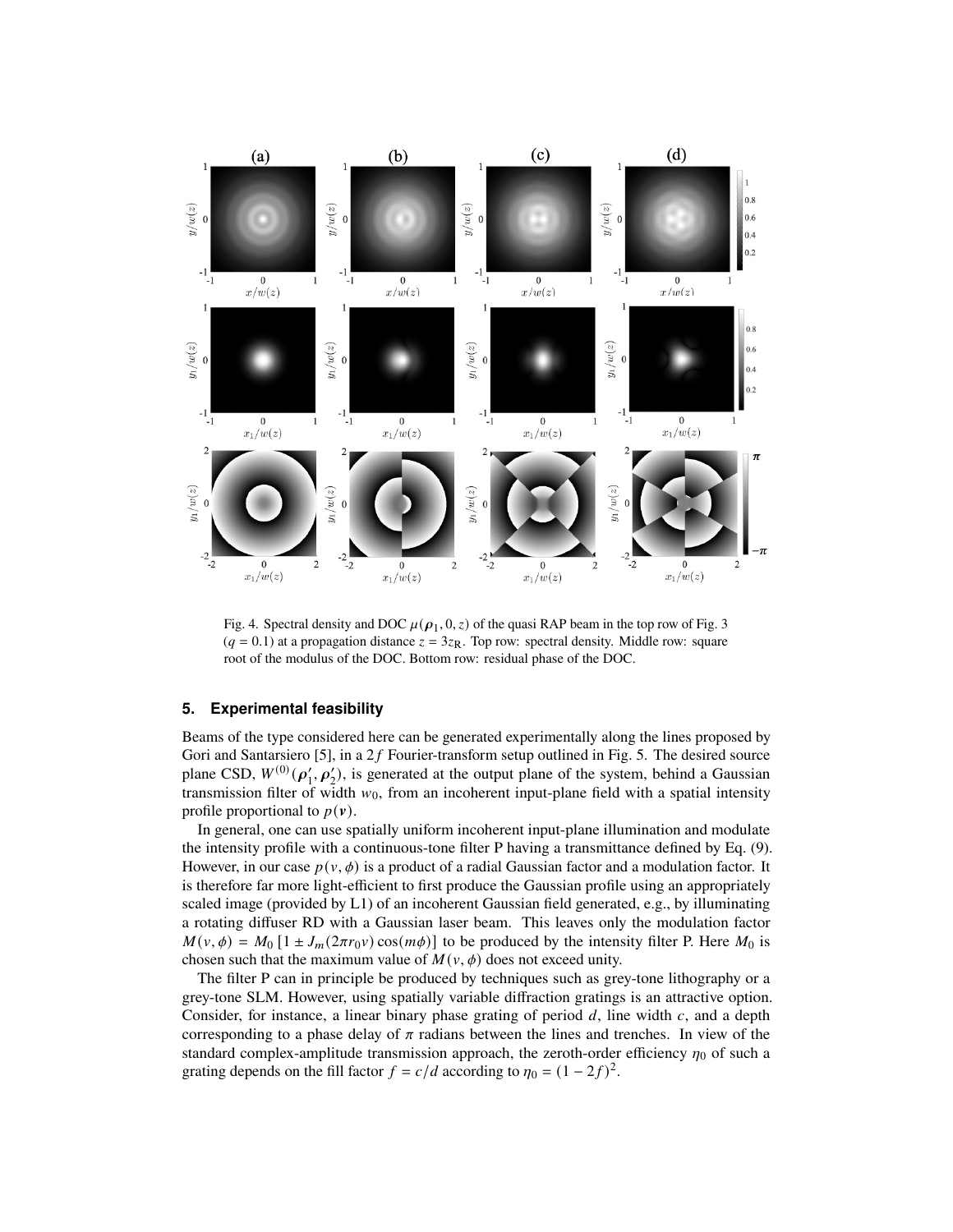Fig. 4. Spectral density and DOC $\mu(\boldsymbol{\rho}_1, 0, z)$ of the quasi RAP beam in the top row of Fig. 3 ($q = 0.1$) at a propagation distance $z = 3z_R$. Top row: spectral density. Middle row: square root of the modulus of the DOC. Bottom row: residual phase of the DOC.

## 5. Experimental feasibility

Beams of the type considered here can be generated experimentally along the lines proposed by Gori and Santarsiero [5], in a $2f$ Fourier-transform setup outlined in Fig. 5. The desired source plane CSD, $W^{(0)}(\boldsymbol{\rho}_1', \boldsymbol{\rho}_2')$, is generated at the output plane of the system, behind a Gaussian transmission filter of width $w_0$, from an incoherent input-plane field with a spatial intensity profile proportional to $p(\boldsymbol{v})$.

In general, one can use spatially uniform incoherent input-plane illumination and modulate the intensity profile with a continuous-tone filter P having a transmittance defined by Eq. (9). However, in our case $p(v, \phi)$ is a product of a radial Gaussian factor and a modulation factor. It is therefore far more light-efficient to first produce the Gaussian profile using an appropriately scaled image (provided by L1) of an incoherent Gaussian field generated, e.g., by illuminating a rotating diffuser RD with a Gaussian laser beam. This leaves only the modulation factor $M(v, \phi) = M_0 [1 \pm J_m(2\pi r_0 v)\cos(m\phi)]$ to be produced by the intensity filter P. Here $M_0$ is chosen such that the maximum value of $M(v, \phi)$ does not exceed unity.

The filter P can in principle be produced by techniques such as grey-tone lithography or a grey-tone SLM. However, using spatially variable diffraction gratings is an attractive option. Consider, for instance, a linear binary phase grating of period $d$, line width $c$, and a depth corresponding to a phase delay of $\pi$ radians between the lines and trenches. In view of the standard complex-amplitude transmission approach, the zeroth-order efficiency $\eta_0$ of such a grating depends on the fill factor $f = c/d$ according to $\eta_0 = (1 - 2f)^2$.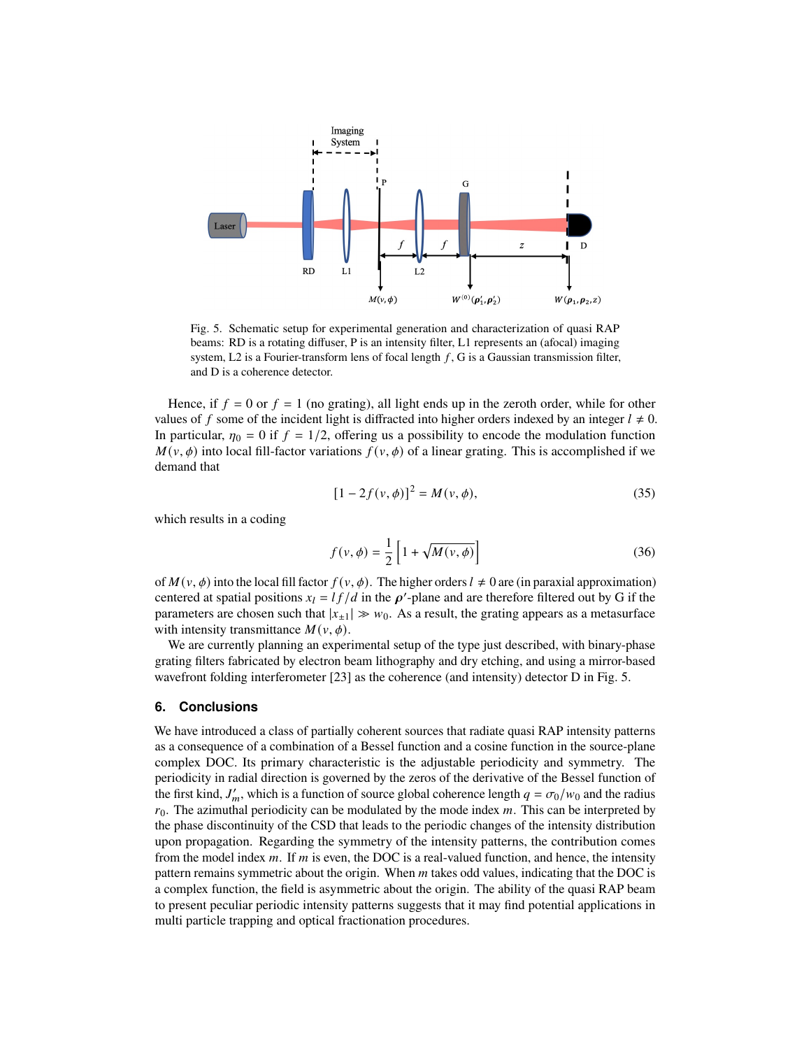Fig. 5. Schematic setup for experimental generation and characterization of quasi RAP beams: RD is a rotating diffuser, P is an intensity filter, L1 represents an (afocal) imaging system, L2 is a Fourier-transform lens of focal length $f$, G is a Gaussian transmission filter, and D is a coherence detector.

Hence, if $f = 0$ or $f = 1$ (no grating), all light ends up in the zeroth order, while for other values of $f$ some of the incident light is diffracted into higher orders indexed by an integer $l \neq 0$. In particular, $\eta_0 = 0$ if $f = 1/2$, offering us a possibility to encode the modulation function $M(v, \phi)$ into local fill-factor variations $f(v, \phi)$ of a linear grating. This is accomplished if we demand that

$$[1 - 2f(v, \phi)]^2 = M(v, \phi), \tag{35}$$

which results in a coding

$$f(v, \phi) = \frac{1}{2}\left[1 + \sqrt{M(v, \phi)}\right] \tag{36}$$

of $M(v, \phi)$ into the local fill factor $f(v, \phi)$. The higher orders $l \neq 0$ are (in paraxial approximation) centered at spatial positions $x_l = lf/d$ in the $\boldsymbol{\rho}'$-plane and are therefore filtered out by G if the parameters are chosen such that $|x_{\pm 1}| \gg w_0$. As a result, the grating appears as a metasurface with intensity transmittance $M(v, \phi)$.

We are currently planning an experimental setup of the type just described, with binary-phase grating filters fabricated by electron beam lithography and dry etching, and using a mirror-based wavefront folding interferometer [23] as the coherence (and intensity) detector D in Fig. 5.

## 6. Conclusions

We have introduced a class of partially coherent sources that radiate quasi RAP intensity patterns as a consequence of a combination of a Bessel function and a cosine function in the source-plane complex DOC. Its primary characteristic is the adjustable periodicity and symmetry. The periodicity in radial direction is governed by the zeros of the derivative of the Bessel function of the first kind, $J'_m$, which is a function of source global coherence length $q = \sigma_0/w_0$ and the radius $r_0$. The azimuthal periodicity can be modulated by the mode index $m$. This can be interpreted by the phase discontinuity of the CSD that leads to the periodic changes of the intensity distribution upon propagation. Regarding the symmetry of the intensity patterns, the contribution comes from the model index $m$. If $m$ is even, the DOC is a real-valued function, and hence, the intensity pattern remains symmetric about the origin. When $m$ takes odd values, indicating that the DOC is a complex function, the field is asymmetric about the origin. The ability of the quasi RAP beam to present peculiar periodic intensity patterns suggests that it may find potential applications in multi particle trapping and optical fractionation procedures.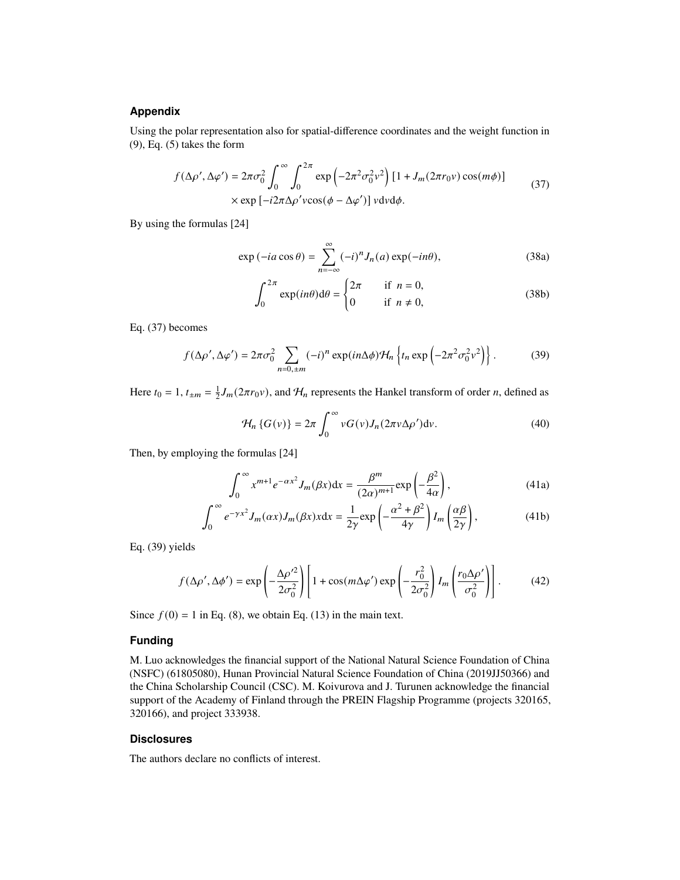## Appendix

Using the polar representation also for spatial-difference coordinates and the weight function in (9), Eq. (5) takes the form

$$
\begin{aligned}
f(\Delta\rho', \Delta\varphi') = 2\pi\sigma_0^2 \int_0^\infty \int_0^{2\pi} \exp\left(-2\pi^2\sigma_0^2 v^2\right) \left[1 + J_m(2\pi r_0 v)\cos(m\phi)\right] \\
\times \exp\left[-i2\pi\Delta\rho' v \cos(\phi - \Delta\varphi')\right] v\mathrm{d}v\mathrm{d}\phi.
\end{aligned}
\tag{37}
$$

By using the formulas [24]

$$
\exp\left(-ia\cos\theta\right) = \sum_{n=-\infty}^{\infty} (-i)^n J_n(a)\exp(-in\theta), \tag{38a}
$$

$$
\int_0^{2\pi} \exp(in\theta)\mathrm{d}\theta = \begin{cases} 2\pi & \text{if } n = 0, \\ 0 & \text{if } n \neq 0, \end{cases} \tag{38b}
$$

Eq. (37) becomes

$$
f(\Delta\rho', \Delta\varphi') = 2\pi\sigma_0^2 \sum_{n=0,\pm m} (-i)^n \exp(in\Delta\phi) \mathcal{H}_n\left\{t_n \exp\left(-2\pi^2\sigma_0^2 v^2\right)\right\}. \tag{39}
$$

Here $t_0 = 1$, $t_{\pm m} = \frac{1}{2}J_m(2\pi r_0 v)$, and $\mathcal{H}_n$ represents the Hankel transform of order $n$, defined as

$$
\mathcal{H}_n\left\{G(v)\right\} = 2\pi \int_0^\infty vG(v)J_n(2\pi v\Delta\rho')\mathrm{d}v. \tag{40}
$$

Then, by employing the formulas [24]

$$
\int_0^\infty x^{m+1}e^{-\alpha x^2}J_m(\beta x)\mathrm{d}x = \frac{\beta^m}{(2\alpha)^{m+1}}\exp\left(-\frac{\beta^2}{4\alpha}\right), \tag{41a}
$$

$$
\int_0^\infty e^{-\gamma x^2}J_m(\alpha x)J_m(\beta x)x\mathrm{d}x = \frac{1}{2\gamma}\exp\left(-\frac{\alpha^2+\beta^2}{4\gamma}\right)I_m\left(\frac{\alpha\beta}{2\gamma}\right), \tag{41b}
$$

Eq. (39) yields

$$
f(\Delta\rho', \Delta\phi') = \exp\left(-\frac{\Delta\rho'^2}{2\sigma_0^2}\right)\left[1 + \cos(m\Delta\varphi')\exp\left(-\frac{r_0^2}{2\sigma_0^2}\right)I_m\left(\frac{r_0\Delta\rho'}{\sigma_0^2}\right)\right]. \tag{42}
$$

Since $f(0) = 1$ in Eq. (8), we obtain Eq. (13) in the main text.

## Funding

M. Luo acknowledges the financial support of the National Natural Science Foundation of China (NSFC) (61805080), Hunan Provincial Natural Science Foundation of China (2019JJ50366) and the China Scholarship Council (CSC). M. Koivurova and J. Turunen acknowledge the financial support of the Academy of Finland through the PREIN Flagship Programme (projects 320165, 320166), and project 333938.

## Disclosures

The authors declare no conflicts of interest.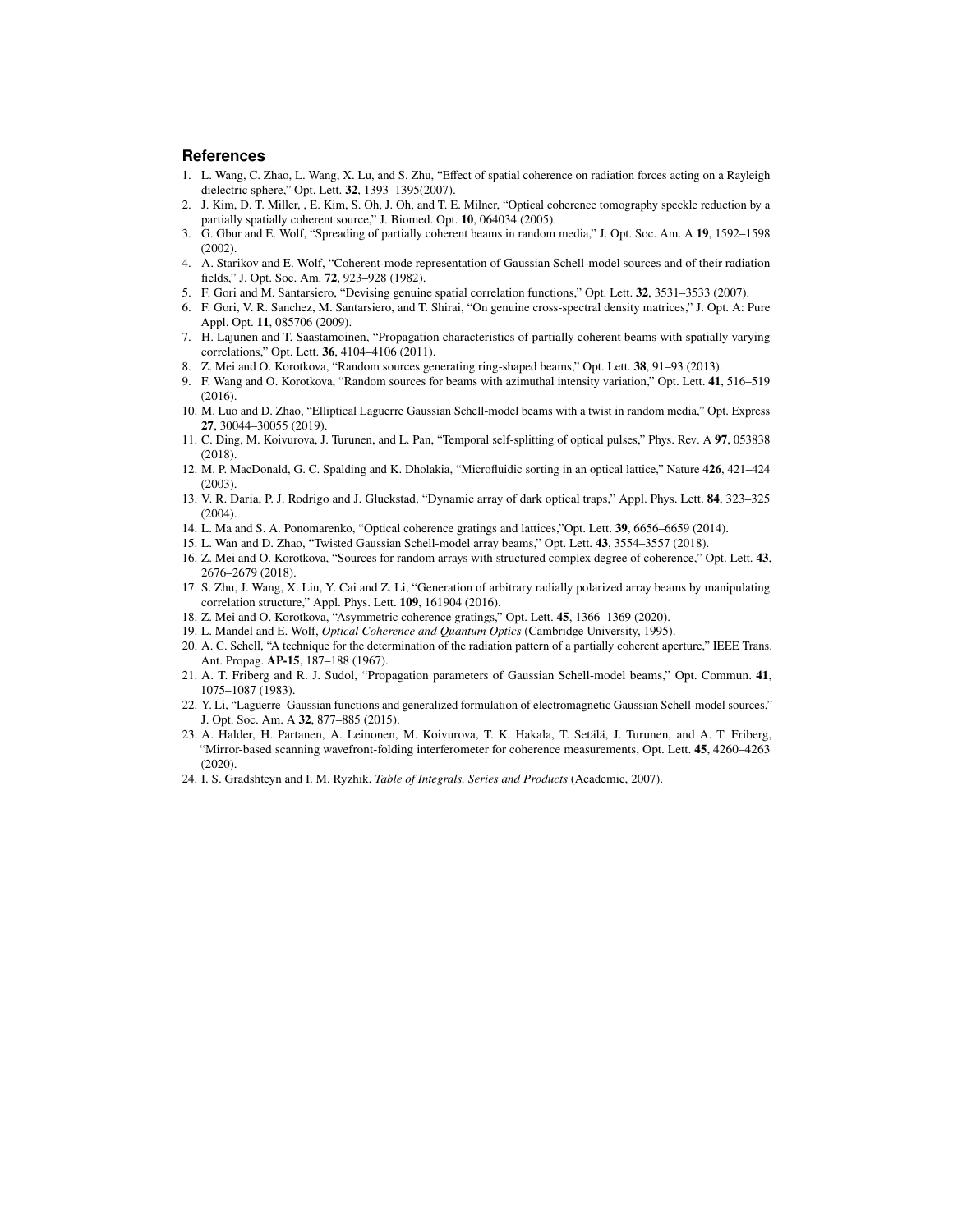## References

1. L. Wang, C. Zhao, L. Wang, X. Lu, and S. Zhu, "Effect of spatial coherence on radiation forces acting on a Rayleigh dielectric sphere," Opt. Lett. **32**, 1393–1395(2007).
2. J. Kim, D. T. Miller, , E. Kim, S. Oh, J. Oh, and T. E. Milner, "Optical coherence tomography speckle reduction by a partially spatially coherent source," J. Biomed. Opt. **10**, 064034 (2005).
3. G. Gbur and E. Wolf, "Spreading of partially coherent beams in random media," J. Opt. Soc. Am. A **19**, 1592–1598 (2002).
4. A. Starikov and E. Wolf, "Coherent-mode representation of Gaussian Schell-model sources and of their radiation fields," J. Opt. Soc. Am. **72**, 923–928 (1982).
5. F. Gori and M. Santarsiero, "Devising genuine spatial correlation functions," Opt. Lett. **32**, 3531–3533 (2007).
6. F. Gori, V. R. Sanchez, M. Santarsiero, and T. Shirai, "On genuine cross-spectral density matrices," J. Opt. A: Pure Appl. Opt. **11**, 085706 (2009).
7. H. Lajunen and T. Saastamoinen, "Propagation characteristics of partially coherent beams with spatially varying correlations," Opt. Lett. **36**, 4104–4106 (2011).
8. Z. Mei and O. Korotkova, "Random sources generating ring-shaped beams," Opt. Lett. **38**, 91–93 (2013).
9. F. Wang and O. Korotkova, "Random sources for beams with azimuthal intensity variation," Opt. Lett. **41**, 516–519 (2016).
10. M. Luo and D. Zhao, "Elliptical Laguerre Gaussian Schell-model beams with a twist in random media," Opt. Express **27**, 30044–30055 (2019).
11. C. Ding, M. Koivurova, J. Turunen, and L. Pan, "Temporal self-splitting of optical pulses," Phys. Rev. A **97**, 053838 (2018).
12. M. P. MacDonald, G. C. Spalding and K. Dholakia, "Microfluidic sorting in an optical lattice," Nature **426**, 421–424 (2003).
13. V. R. Daria, P. J. Rodrigo and J. Gluckstad, "Dynamic array of dark optical traps," Appl. Phys. Lett. **84**, 323–325 (2004).
14. L. Ma and S. A. Ponomarenko, "Optical coherence gratings and lattices,"Opt. Lett. **39**, 6656–6659 (2014).
15. L. Wan and D. Zhao, "Twisted Gaussian Schell-model array beams," Opt. Lett. **43**, 3554–3557 (2018).
16. Z. Mei and O. Korotkova, "Sources for random arrays with structured complex degree of coherence," Opt. Lett. **43**, 2676–2679 (2018).
17. S. Zhu, J. Wang, X. Liu, Y. Cai and Z. Li, "Generation of arbitrary radially polarized array beams by manipulating correlation structure," Appl. Phys. Lett. **109**, 161904 (2016).
18. Z. Mei and O. Korotkova, "Asymmetric coherence gratings," Opt. Lett. **45**, 1366–1369 (2020).
19. L. Mandel and E. Wolf, *Optical Coherence and Quantum Optics* (Cambridge University, 1995).
20. A. C. Schell, "A technique for the determination of the radiation pattern of a partially coherent aperture," IEEE Trans. Ant. Propag. **AP-15**, 187–188 (1967).
21. A. T. Friberg and R. J. Sudol, "Propagation parameters of Gaussian Schell-model beams," Opt. Commun. **41**, 1075–1087 (1983).
22. Y. Li, "Laguerre–Gaussian functions and generalized formulation of electromagnetic Gaussian Schell-model sources," J. Opt. Soc. Am. A **32**, 877–885 (2015).
23. A. Halder, H. Partanen, A. Leinonen, M. Koivurova, T. K. Hakala, T. Setälä, J. Turunen, and A. T. Friberg, "Mirror-based scanning wavefront-folding interferometer for coherence measurements, Opt. Lett. **45**, 4260–4263 (2020).
24. I. S. Gradshteyn and I. M. Ryzhik, *Table of Integrals, Series and Products* (Academic, 2007).